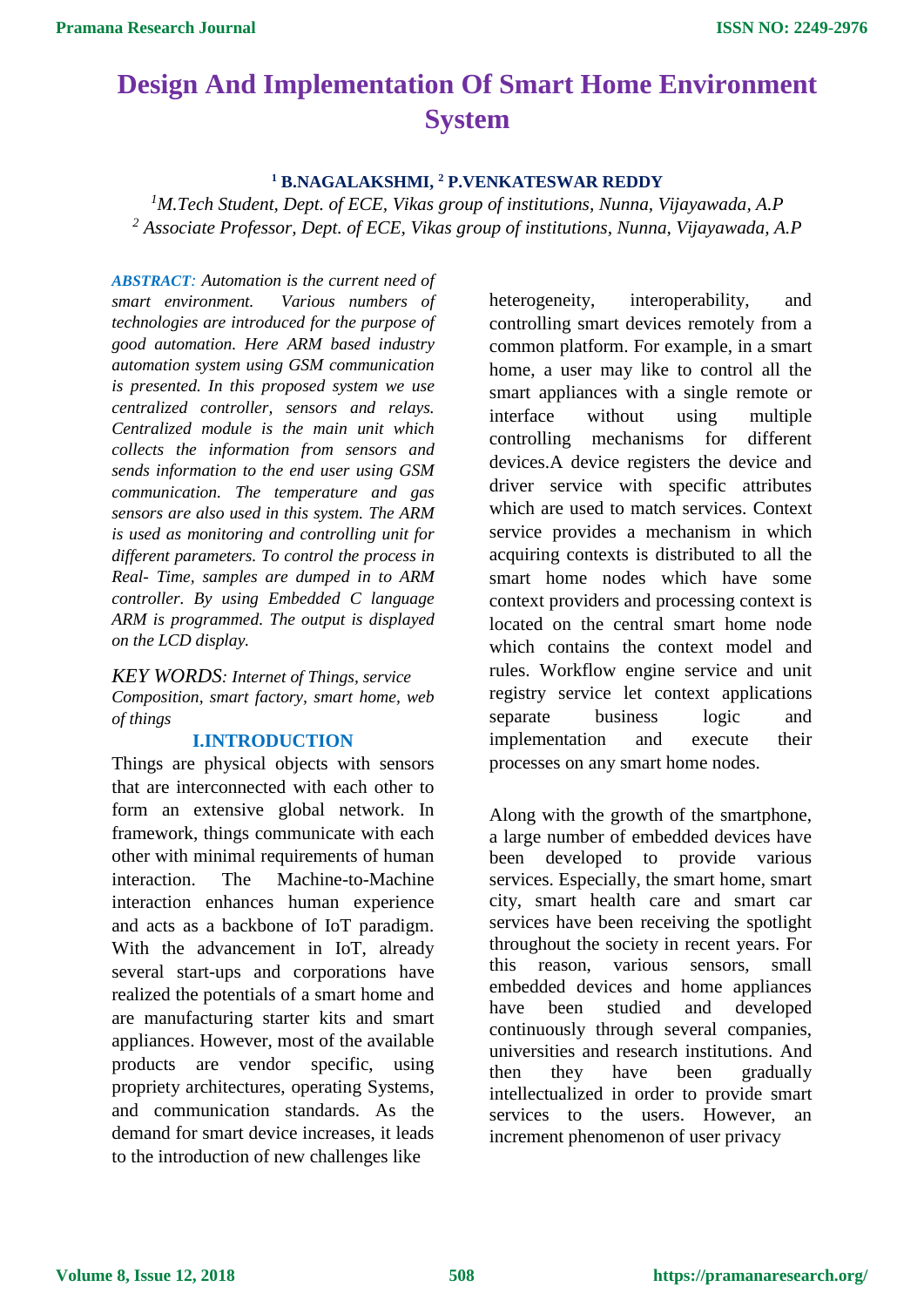# Design And Implementation Of Smart Home Environment System

**[1] B.NAGALAKSHMI, [2] P.VENKATESWAR REDDY**

*[1]M.Tech Student, Dept. of ECE, Vikas group of institutions, Nunna, Vijayawada, A.P*
*[2] Associate Professor, Dept. of ECE, Vikas group of institutions, Nunna, Vijayawada, A.P*

***ABSTRACT:*** *Automation is the current need of smart environment. Various numbers of technologies are introduced for the purpose of good automation. Here ARM based industry automation system using GSM communication is presented. In this proposed system we use centralized controller, sensors and relays. Centralized module is the main unit which collects the information from sensors and sends information to the end user using GSM communication. The temperature and gas sensors are also used in this system. The ARM is used as monitoring and controlling unit for different parameters. To control the process in Real- Time, samples are dumped in to ARM controller. By using Embedded C language ARM is programmed. The output is displayed on the LCD display.*

*KEY WORDS: Internet of Things, service Composition, smart factory, smart home, web of things*

## I.INTRODUCTION

Things are physical objects with sensors that are interconnected with each other to form an extensive global network. In framework, things communicate with each other with minimal requirements of human interaction. The Machine-to-Machine interaction enhances human experience and acts as a backbone of IoT paradigm. With the advancement in IoT, already several start-ups and corporations have realized the potentials of a smart home and are manufacturing starter kits and smart appliances. However, most of the available products are vendor specific, using propriety architectures, operating Systems, and communication standards. As the demand for smart device increases, it leads to the introduction of new challenges like heterogeneity, interoperability, and controlling smart devices remotely from a common platform. For example, in a smart home, a user may like to control all the smart appliances with a single remote or interface without using multiple controlling mechanisms for different devices.A device registers the device and driver service with specific attributes which are used to match services. Context service provides a mechanism in which acquiring contexts is distributed to all the smart home nodes which have some context providers and processing context is located on the central smart home node which contains the context model and rules. Workflow engine service and unit registry service let context applications separate business logic and implementation and execute their processes on any smart home nodes.

Along with the growth of the smartphone, a large number of embedded devices have been developed to provide various services. Especially, the smart home, smart city, smart health care and smart car services have been receiving the spotlight throughout the society in recent years. For this reason, various sensors, small embedded devices and home appliances have been studied and developed continuously through several companies, universities and research institutions. And then they have been gradually intellectualized in order to provide smart services to the users. However, an increment phenomenon of user privacy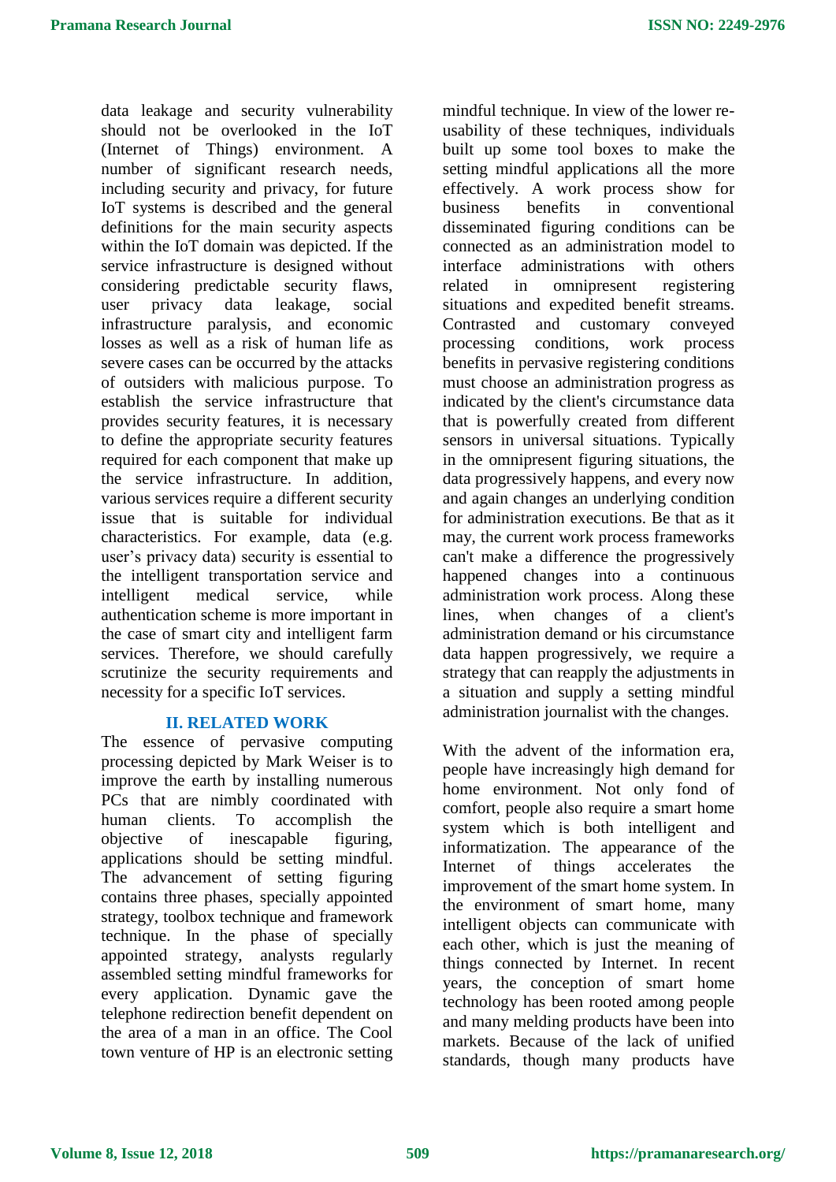data leakage and security vulnerability should not be overlooked in the IoT (Internet of Things) environment. A number of significant research needs, including security and privacy, for future IoT systems is described and the general definitions for the main security aspects within the IoT domain was depicted. If the service infrastructure is designed without considering predictable security flaws, user privacy data leakage, social infrastructure paralysis, and economic losses as well as a risk of human life as severe cases can be occurred by the attacks of outsiders with malicious purpose. To establish the service infrastructure that provides security features, it is necessary to define the appropriate security features required for each component that make up the service infrastructure. In addition, various services require a different security issue that is suitable for individual characteristics. For example, data (e.g. user's privacy data) security is essential to the intelligent transportation service and intelligent medical service, while authentication scheme is more important in the case of smart city and intelligent farm services. Therefore, we should carefully scrutinize the security requirements and necessity for a specific IoT services.

## II. RELATED WORK

The essence of pervasive computing processing depicted by Mark Weiser is to improve the earth by installing numerous PCs that are nimbly coordinated with human clients. To accomplish the objective of inescapable figuring, applications should be setting mindful. The advancement of setting figuring contains three phases, specially appointed strategy, toolbox technique and framework technique. In the phase of specially appointed strategy, analysts regularly assembled setting mindful frameworks for every application. Dynamic gave the telephone redirection benefit dependent on the area of a man in an office. The Cool town venture of HP is an electronic setting mindful technique. In view of the lower re-usability of these techniques, individuals built up some tool boxes to make the setting mindful applications all the more effectively. A work process show for business benefits in conventional disseminated figuring conditions can be connected as an administration model to interface administrations with others related in omnipresent registering situations and expedited benefit streams. Contrasted and customary conveyed processing conditions, work process benefits in pervasive registering conditions must choose an administration progress as indicated by the client's circumstance data that is powerfully created from different sensors in universal situations. Typically in the omnipresent figuring situations, the data progressively happens, and every now and again changes an underlying condition for administration executions. Be that as it may, the current work process frameworks can't make a difference the progressively happened changes into a continuous administration work process. Along these lines, when changes of a client's administration demand or his circumstance data happen progressively, we require a strategy that can reapply the adjustments in a situation and supply a setting mindful administration journalist with the changes.

With the advent of the information era, people have increasingly high demand for home environment. Not only fond of comfort, people also require a smart home system which is both intelligent and informatization. The appearance of the Internet of things accelerates the improvement of the smart home system. In the environment of smart home, many intelligent objects can communicate with each other, which is just the meaning of things connected by Internet. In recent years, the conception of smart home technology has been rooted among people and many melding products have been into markets. Because of the lack of unified standards, though many products have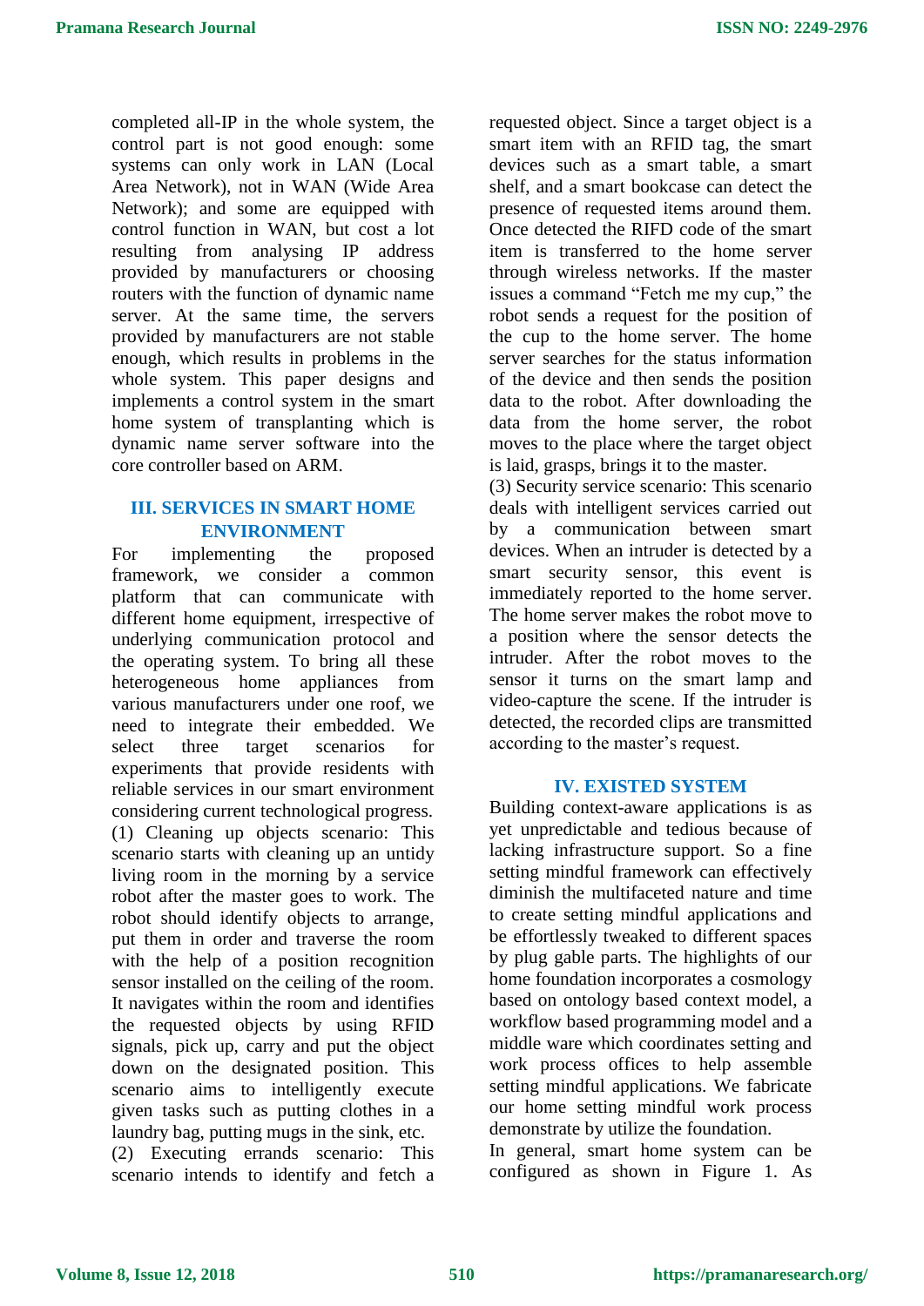completed all-IP in the whole system, the control part is not good enough: some systems can only work in LAN (Local Area Network), not in WAN (Wide Area Network); and some are equipped with control function in WAN, but cost a lot resulting from analysing IP address provided by manufacturers or choosing routers with the function of dynamic name server. At the same time, the servers provided by manufacturers are not stable enough, which results in problems in the whole system. This paper designs and implements a control system in the smart home system of transplanting which is dynamic name server software into the core controller based on ARM.

## III. SERVICES IN SMART HOME ENVIRONMENT

For implementing the proposed framework, we consider a common platform that can communicate with different home equipment, irrespective of underlying communication protocol and the operating system. To bring all these heterogeneous home appliances from various manufacturers under one roof, we need to integrate their embedded. We select three target scenarios for experiments that provide residents with reliable services in our smart environment considering current technological progress.

(1) Cleaning up objects scenario: This scenario starts with cleaning up an untidy living room in the morning by a service robot after the master goes to work. The robot should identify objects to arrange, put them in order and traverse the room with the help of a position recognition sensor installed on the ceiling of the room. It navigates within the room and identifies the requested objects by using RFID signals, pick up, carry and put the object down on the designated position. This scenario aims to intelligently execute given tasks such as putting clothes in a laundry bag, putting mugs in the sink, etc.

(2) Executing errands scenario: This scenario intends to identify and fetch a requested object. Since a target object is a smart item with an RFID tag, the smart devices such as a smart table, a smart shelf, and a smart bookcase can detect the presence of requested items around them. Once detected the RIFD code of the smart item is transferred to the home server through wireless networks. If the master issues a command "Fetch me my cup," the robot sends a request for the position of the cup to the home server. The home server searches for the status information of the device and then sends the position data to the robot. After downloading the data from the home server, the robot moves to the place where the target object is laid, grasps, brings it to the master.

(3) Security service scenario: This scenario deals with intelligent services carried out by a communication between smart devices. When an intruder is detected by a smart security sensor, this event is immediately reported to the home server. The home server makes the robot move to a position where the sensor detects the intruder. After the robot moves to the sensor it turns on the smart lamp and video-capture the scene. If the intruder is detected, the recorded clips are transmitted according to the master's request.

## IV. EXISTED SYSTEM

Building context-aware applications is as yet unpredictable and tedious because of lacking infrastructure support. So a fine setting mindful framework can effectively diminish the multifaceted nature and time to create setting mindful applications and be effortlessly tweaked to different spaces by plug gable parts. The highlights of our home foundation incorporates a cosmology based on ontology based context model, a workflow based programming model and a middle ware which coordinates setting and work process offices to help assemble setting mindful applications. We fabricate our home setting mindful work process demonstrate by utilize the foundation.

In general, smart home system can be configured as shown in Figure 1. As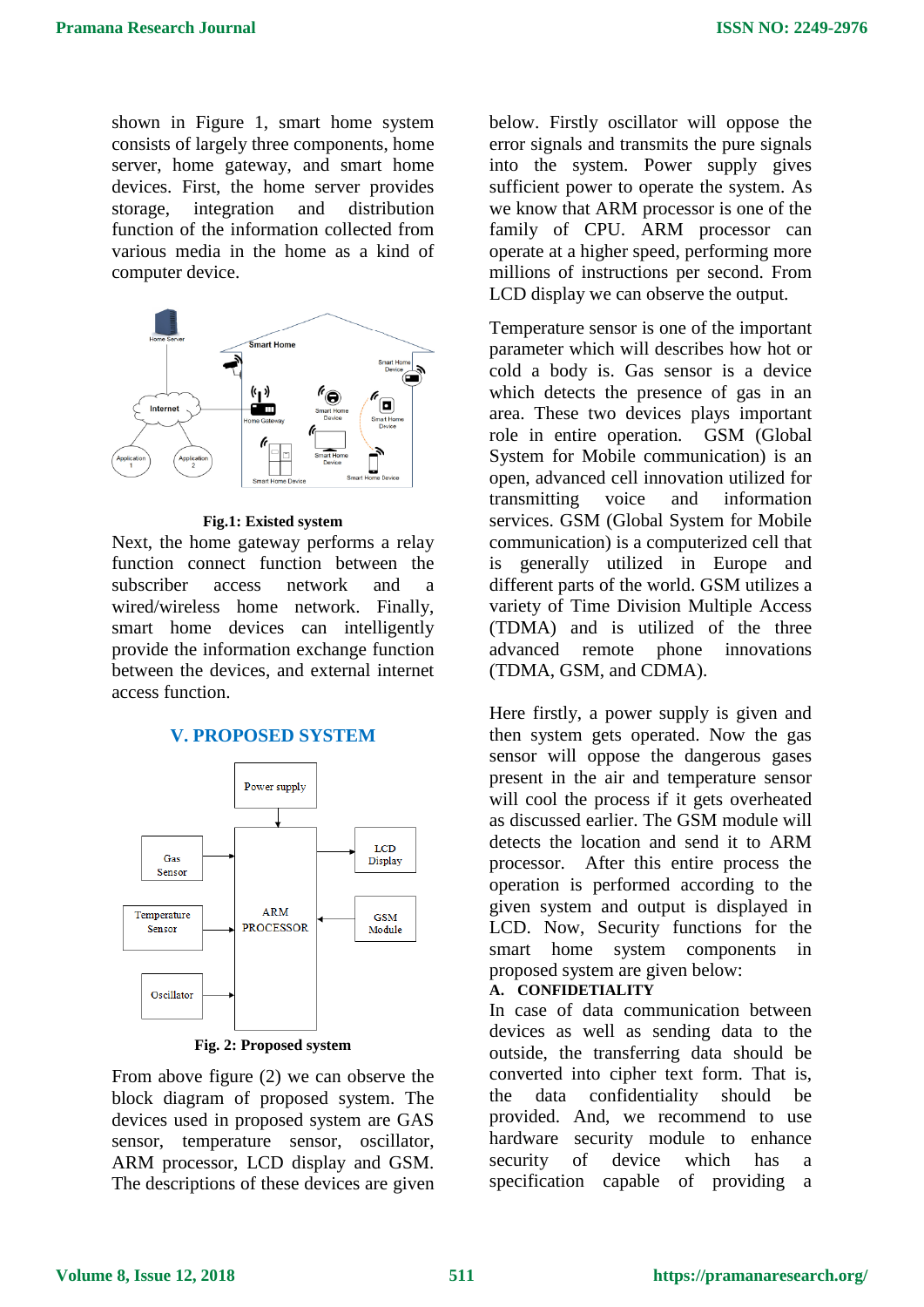shown in Figure 1, smart home system consists of largely three components, home server, home gateway, and smart home devices. First, the home server provides storage, integration and distribution function of the information collected from various media in the home as a kind of computer device.

**Fig.1: Existed system**

Next, the home gateway performs a relay function connect function between the subscriber access network and a wired/wireless home network. Finally, smart home devices can intelligently provide the information exchange function between the devices, and external internet access function.

## V. PROPOSED SYSTEM

**Fig. 2: Proposed system**

From above figure (2) we can observe the block diagram of proposed system. The devices used in proposed system are GAS sensor, temperature sensor, oscillator, ARM processor, LCD display and GSM. The descriptions of these devices are given below. Firstly oscillator will oppose the error signals and transmits the pure signals into the system. Power supply gives sufficient power to operate the system. As we know that ARM processor is one of the family of CPU. ARM processor can operate at a higher speed, performing more millions of instructions per second. From LCD display we can observe the output.

Temperature sensor is one of the important parameter which will describes how hot or cold a body is. Gas sensor is a device which detects the presence of gas in an area. These two devices plays important role in entire operation. GSM (Global System for Mobile communication) is an open, advanced cell innovation utilized for transmitting voice and information services. GSM (Global System for Mobile communication) is a computerized cell that is generally utilized in Europe and different parts of the world. GSM utilizes a variety of Time Division Multiple Access (TDMA) and is utilized of the three advanced remote phone innovations (TDMA, GSM, and CDMA).

Here firstly, a power supply is given and then system gets operated. Now the gas sensor will oppose the dangerous gases present in the air and temperature sensor will cool the process if it gets overheated as discussed earlier. The GSM module will detects the location and send it to ARM processor. After this entire process the operation is performed according to the given system and output is displayed in LCD. Now, Security functions for the smart home system components in proposed system are given below:

### A. CONFIDETIALITY

In case of data communication between devices as well as sending data to the outside, the transferring data should be converted into cipher text form. That is, the data confidentiality should be provided. And, we recommend to use hardware security module to enhance security of device which has a specification capable of providing a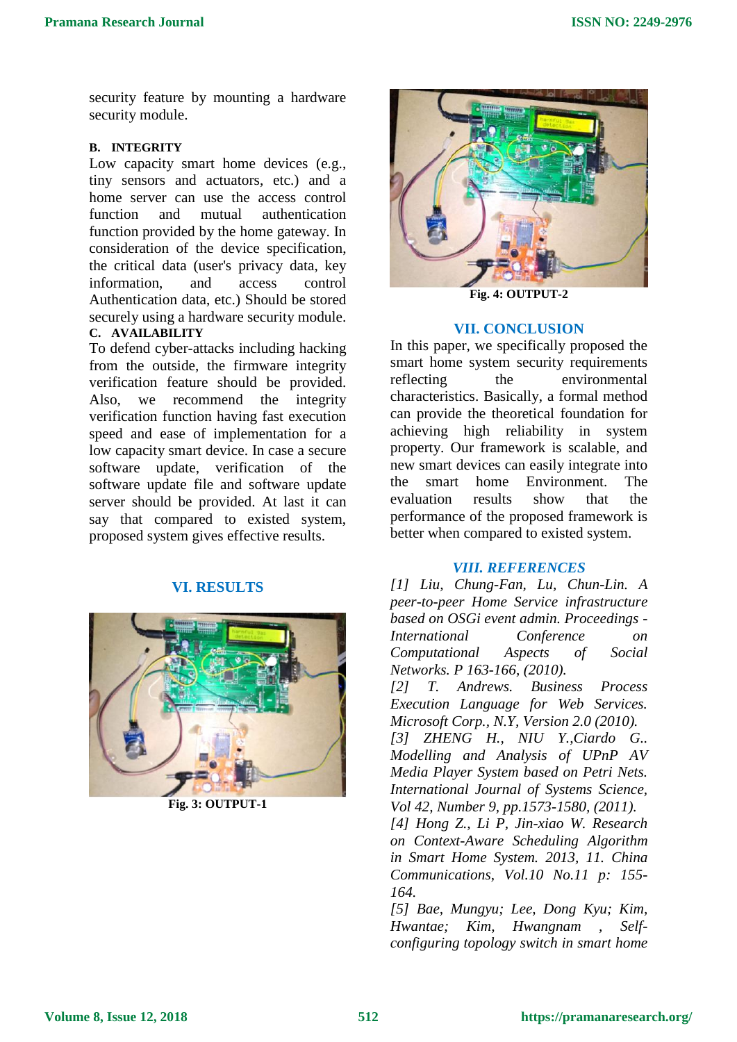security feature by mounting a hardware security module.

**B. INTEGRITY**

Low capacity smart home devices (e.g., tiny sensors and actuators, etc.) and a home server can use the access control function and mutual authentication function provided by the home gateway. In consideration of the device specification, the critical data (user's privacy data, key information, and access control Authentication data, etc.) Should be stored securely using a hardware security module.

**C. AVAILABILITY**

To defend cyber-attacks including hacking from the outside, the firmware integrity verification feature should be provided. Also, we recommend the integrity verification function having fast execution speed and ease of implementation for a low capacity smart device. In case a secure software update, verification of the software update file and software update server should be provided. At last it can say that compared to existed system, proposed system gives effective results.

## VI. RESULTS

**Fig. 3: OUTPUT-1**

**Fig. 4: OUTPUT-2**

## VII. CONCLUSION

In this paper, we specifically proposed the smart home system security requirements reflecting the environmental characteristics. Basically, a formal method can provide the theoretical foundation for achieving high reliability in system property. Our framework is scalable, and new smart devices can easily integrate into the smart home Environment. The evaluation results show that the performance of the proposed framework is better when compared to existed system.

## *VIII. REFERENCES*

*[1] Liu, Chung-Fan, Lu, Chun-Lin. A peer-to-peer Home Service infrastructure based on OSGi event admin. Proceedings - International Conference on Computational Aspects of Social Networks. P 163-166, (2010).*

*[2] T. Andrews. Business Process Execution Language for Web Services. Microsoft Corp., N.Y, Version 2.0 (2010).*

*[3] ZHENG H., NIU Y.,Ciardo G.. Modelling and Analysis of UPnP AV Media Player System based on Petri Nets. International Journal of Systems Science, Vol 42, Number 9, pp.1573-1580, (2011).*

*[4] Hong Z., Li P, Jin-xiao W. Research on Context-Aware Scheduling Algorithm in Smart Home System. 2013, 11. China Communications, Vol.10 No.11 p: 155-164.*

*[5] Bae, Mungyu; Lee, Dong Kyu; Kim, Hwantae; Kim, Hwangnam , Self-configuring topology switch in smart home*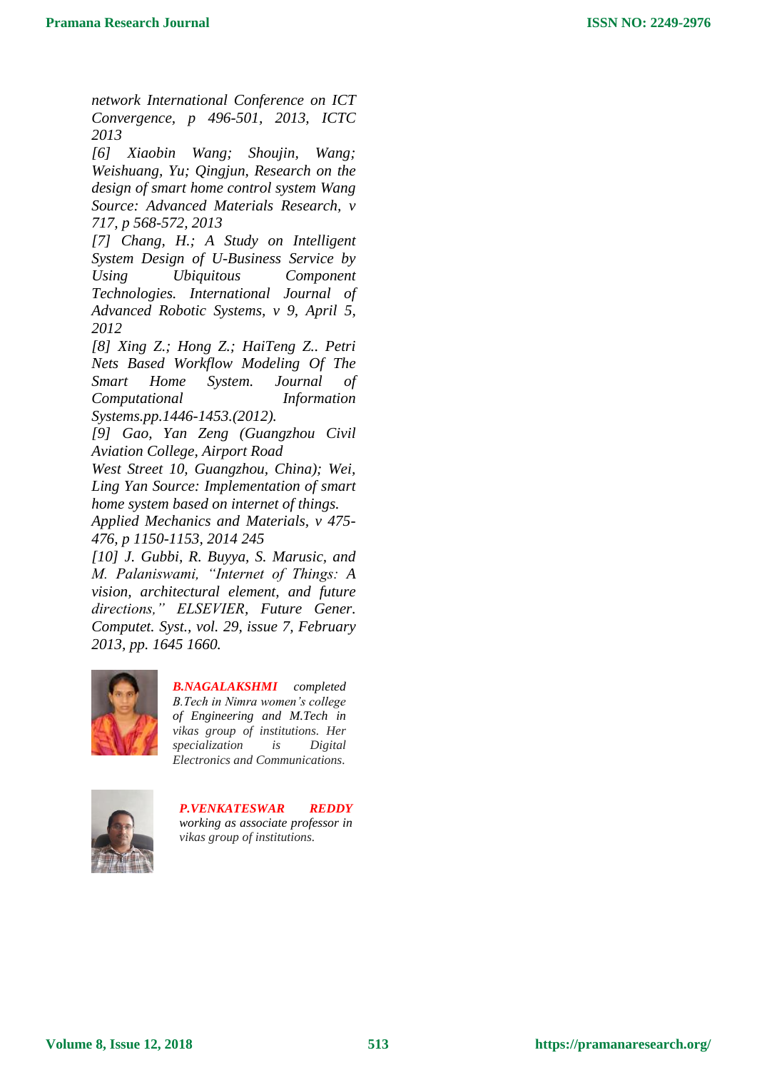*network International Conference on ICT Convergence, p 496-501, 2013, ICTC 2013*

*[6] Xiaobin Wang; Shoujin, Wang; Weishuang, Yu; Qingjun, Research on the design of smart home control system Wang Source: Advanced Materials Research, v 717, p 568-572, 2013*

*[7] Chang, H.; A Study on Intelligent System Design of U-Business Service by Using Ubiquitous Component Technologies. International Journal of Advanced Robotic Systems, v 9, April 5, 2012*

*[8] Xing Z.; Hong Z.; HaiTeng Z.. Petri Nets Based Workflow Modeling Of The Smart Home System. Journal of Computational Information Systems.pp.1446-1453.(2012).*

*[9] Gao, Yan Zeng (Guangzhou Civil Aviation College, Airport Road West Street 10, Guangzhou, China); Wei, Ling Yan Source: Implementation of smart home system based on internet of things. Applied Mechanics and Materials, v 475-476, p 1150-1153, 2014 245*

*[10] J. Gubbi, R. Buyya, S. Marusic, and M. Palaniswami, "Internet of Things: A vision, architectural element, and future directions," ELSEVIER, Future Gener. Computet. Syst., vol. 29, issue 7, February 2013, pp. 1645 1660.*

***B.NAGALAKSHMI*** *completed B.Tech in Nimra women's college of Engineering and M.Tech in vikas group of institutions. Her specialization is Digital Electronics and Communications.*

***P.VENKATESWAR REDDY*** *working as associate professor in vikas group of institutions.*